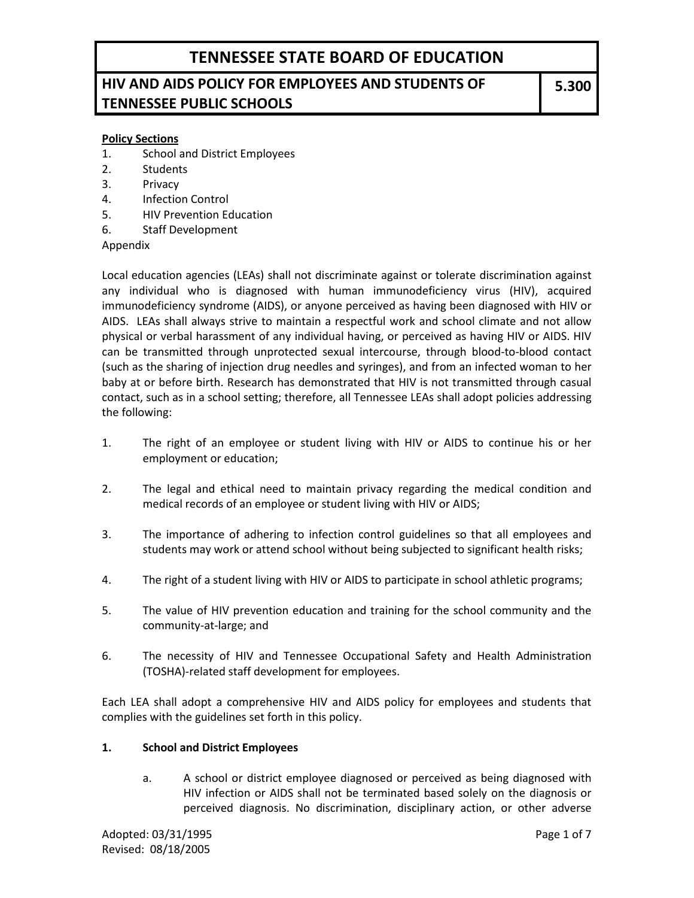# TENNESSEE STATE BOARD OF EDUCATION

## HIV AND AIDS POLICY FOR EMPLOYEES AND STUDENTS OF TENNESSEE PUBLIC SCHOOLS — 5.300

**Policy Sections**

1. School and District Employees
2. Students
3. Privacy
4. Infection Control
5. HIV Prevention Education
6. Staff Development

Appendix

Local education agencies (LEAs) shall not discriminate against or tolerate discrimination against any individual who is diagnosed with human immunodeficiency virus (HIV), acquired immunodeficiency syndrome (AIDS), or anyone perceived as having been diagnosed with HIV or AIDS. LEAs shall always strive to maintain a respectful work and school climate and not allow physical or verbal harassment of any individual having, or perceived as having HIV or AIDS. HIV can be transmitted through unprotected sexual intercourse, through blood-to-blood contact (such as the sharing of injection drug needles and syringes), and from an infected woman to her baby at or before birth. Research has demonstrated that HIV is not transmitted through casual contact, such as in a school setting; therefore, all Tennessee LEAs shall adopt policies addressing the following:

1. The right of an employee or student living with HIV or AIDS to continue his or her employment or education;

2. The legal and ethical need to maintain privacy regarding the medical condition and medical records of an employee or student living with HIV or AIDS;

3. The importance of adhering to infection control guidelines so that all employees and students may work or attend school without being subjected to significant health risks;

4. The right of a student living with HIV or AIDS to participate in school athletic programs;

5. The value of HIV prevention education and training for the school community and the community-at-large; and

6. The necessity of HIV and Tennessee Occupational Safety and Health Administration (TOSHA)-related staff development for employees.

Each LEA shall adopt a comprehensive HIV and AIDS policy for employees and students that complies with the guidelines set forth in this policy.

### 1. School and District Employees

a. A school or district employee diagnosed or perceived as being diagnosed with HIV infection or AIDS shall not be terminated based solely on the diagnosis or perceived diagnosis. No discrimination, disciplinary action, or other adverse

Adopted: 03/31/1995
Revised: 08/18/2005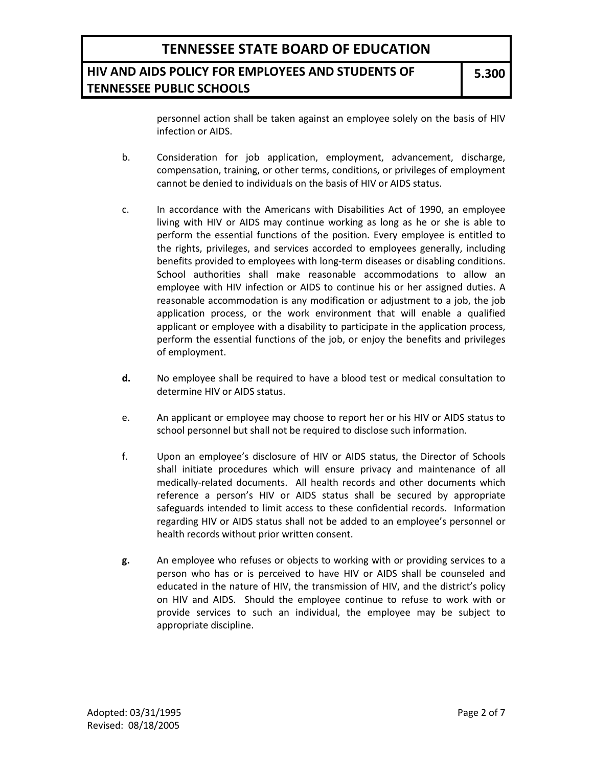personnel action shall be taken against an employee solely on the basis of HIV infection or AIDS.

b. Consideration for job application, employment, advancement, discharge, compensation, training, or other terms, conditions, or privileges of employment cannot be denied to individuals on the basis of HIV or AIDS status.

c. In accordance with the Americans with Disabilities Act of 1990, an employee living with HIV or AIDS may continue working as long as he or she is able to perform the essential functions of the position. Every employee is entitled to the rights, privileges, and services accorded to employees generally, including benefits provided to employees with long-term diseases or disabling conditions. School authorities shall make reasonable accommodations to allow an employee with HIV infection or AIDS to continue his or her assigned duties. A reasonable accommodation is any modification or adjustment to a job, the job application process, or the work environment that will enable a qualified applicant or employee with a disability to participate in the application process, perform the essential functions of the job, or enjoy the benefits and privileges of employment.

**d.** No employee shall be required to have a blood test or medical consultation to determine HIV or AIDS status.

e. An applicant or employee may choose to report her or his HIV or AIDS status to school personnel but shall not be required to disclose such information.

f. Upon an employee's disclosure of HIV or AIDS status, the Director of Schools shall initiate procedures which will ensure privacy and maintenance of all medically-related documents. All health records and other documents which reference a person's HIV or AIDS status shall be secured by appropriate safeguards intended to limit access to these confidential records. Information regarding HIV or AIDS status shall not be added to an employee's personnel or health records without prior written consent.

**g.** An employee who refuses or objects to working with or providing services to a person who has or is perceived to have HIV or AIDS shall be counseled and educated in the nature of HIV, the transmission of HIV, and the district's policy on HIV and AIDS. Should the employee continue to refuse to work with or provide services to such an individual, the employee may be subject to appropriate discipline.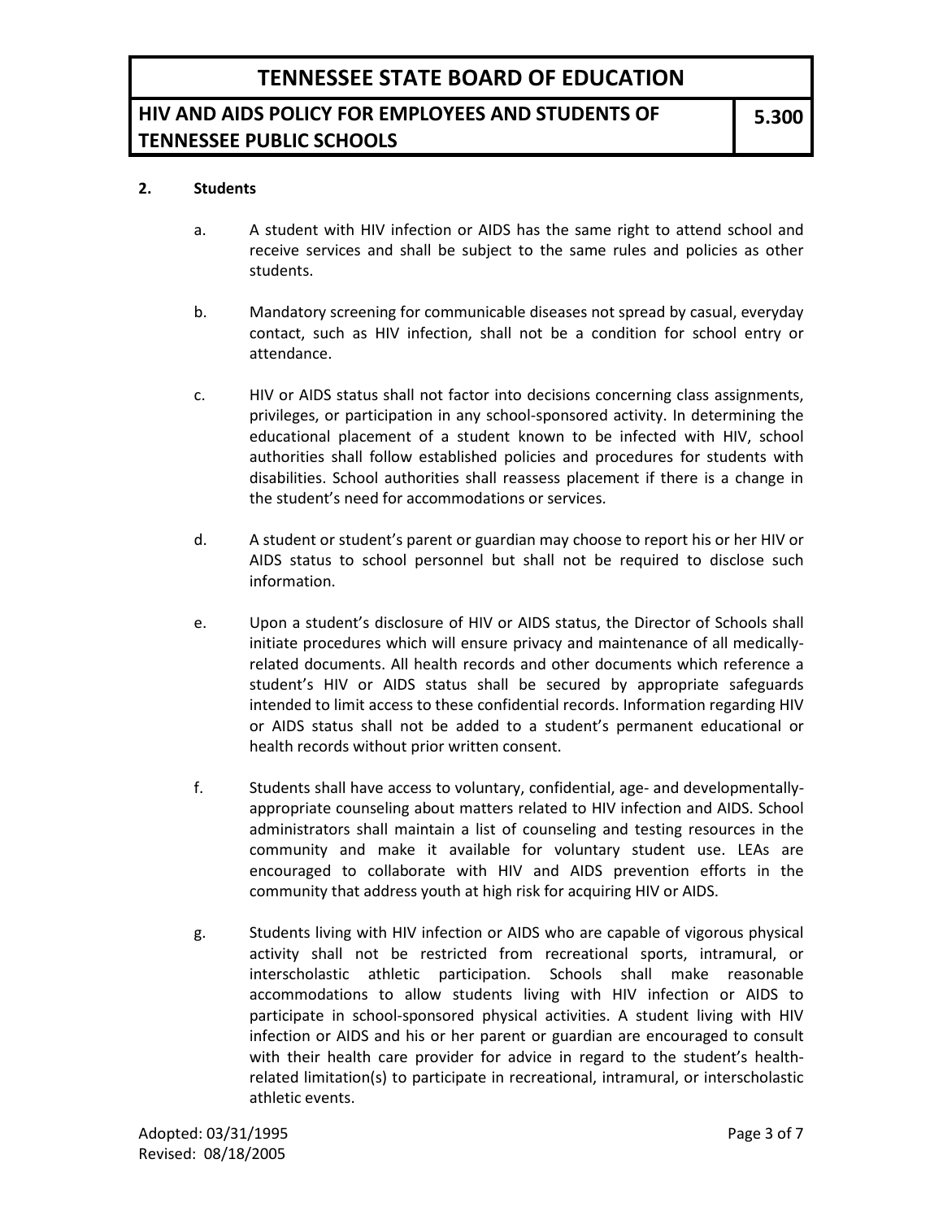**2. Students**

a. A student with HIV infection or AIDS has the same right to attend school and receive services and shall be subject to the same rules and policies as other students.

b. Mandatory screening for communicable diseases not spread by casual, everyday contact, such as HIV infection, shall not be a condition for school entry or attendance.

c. HIV or AIDS status shall not factor into decisions concerning class assignments, privileges, or participation in any school-sponsored activity. In determining the educational placement of a student known to be infected with HIV, school authorities shall follow established policies and procedures for students with disabilities. School authorities shall reassess placement if there is a change in the student's need for accommodations or services.

d. A student or student's parent or guardian may choose to report his or her HIV or AIDS status to school personnel but shall not be required to disclose such information.

e. Upon a student's disclosure of HIV or AIDS status, the Director of Schools shall initiate procedures which will ensure privacy and maintenance of all medically-related documents. All health records and other documents which reference a student's HIV or AIDS status shall be secured by appropriate safeguards intended to limit access to these confidential records. Information regarding HIV or AIDS status shall not be added to a student's permanent educational or health records without prior written consent.

f. Students shall have access to voluntary, confidential, age- and developmentally-appropriate counseling about matters related to HIV infection and AIDS. School administrators shall maintain a list of counseling and testing resources in the community and make it available for voluntary student use. LEAs are encouraged to collaborate with HIV and AIDS prevention efforts in the community that address youth at high risk for acquiring HIV or AIDS.

g. Students living with HIV infection or AIDS who are capable of vigorous physical activity shall not be restricted from recreational sports, intramural, or interscholastic athletic participation. Schools shall make reasonable accommodations to allow students living with HIV infection or AIDS to participate in school-sponsored physical activities. A student living with HIV infection or AIDS and his or her parent or guardian are encouraged to consult with their health care provider for advice in regard to the student's health-related limitation(s) to participate in recreational, intramural, or interscholastic athletic events.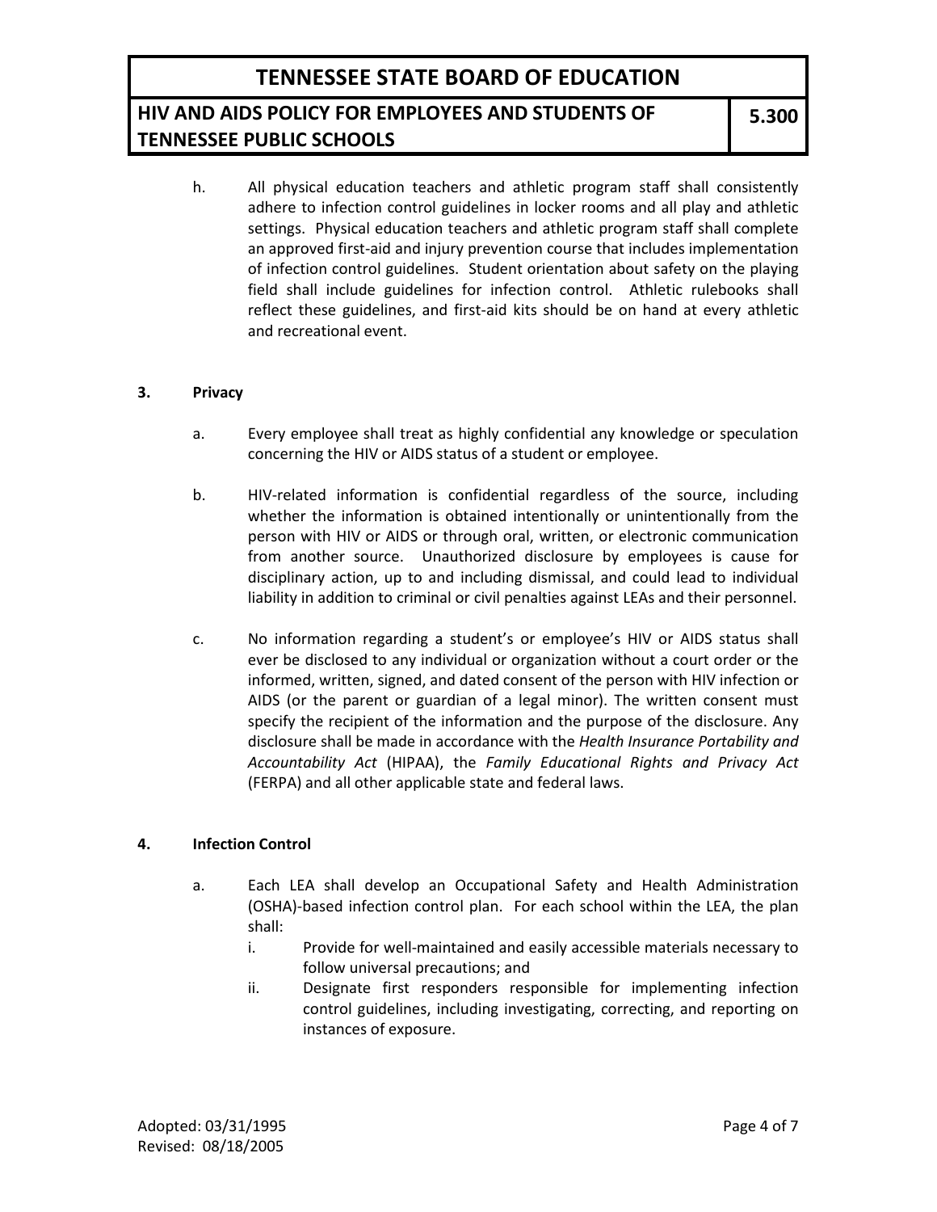h. All physical education teachers and athletic program staff shall consistently adhere to infection control guidelines in locker rooms and all play and athletic settings. Physical education teachers and athletic program staff shall complete an approved first-aid and injury prevention course that includes implementation of infection control guidelines. Student orientation about safety on the playing field shall include guidelines for infection control. Athletic rulebooks shall reflect these guidelines, and first-aid kits should be on hand at every athletic and recreational event.

**3. Privacy**

a. Every employee shall treat as highly confidential any knowledge or speculation concerning the HIV or AIDS status of a student or employee.

b. HIV-related information is confidential regardless of the source, including whether the information is obtained intentionally or unintentionally from the person with HIV or AIDS or through oral, written, or electronic communication from another source. Unauthorized disclosure by employees is cause for disciplinary action, up to and including dismissal, and could lead to individual liability in addition to criminal or civil penalties against LEAs and their personnel.

c. No information regarding a student's or employee's HIV or AIDS status shall ever be disclosed to any individual or organization without a court order or the informed, written, signed, and dated consent of the person with HIV infection or AIDS (or the parent or guardian of a legal minor). The written consent must specify the recipient of the information and the purpose of the disclosure. Any disclosure shall be made in accordance with the *Health Insurance Portability and Accountability Act* (HIPAA), the *Family Educational Rights and Privacy Act* (FERPA) and all other applicable state and federal laws.

**4. Infection Control**

a. Each LEA shall develop an Occupational Safety and Health Administration (OSHA)-based infection control plan. For each school within the LEA, the plan shall:

   i. Provide for well-maintained and easily accessible materials necessary to follow universal precautions; and

   ii. Designate first responders responsible for implementing infection control guidelines, including investigating, correcting, and reporting on instances of exposure.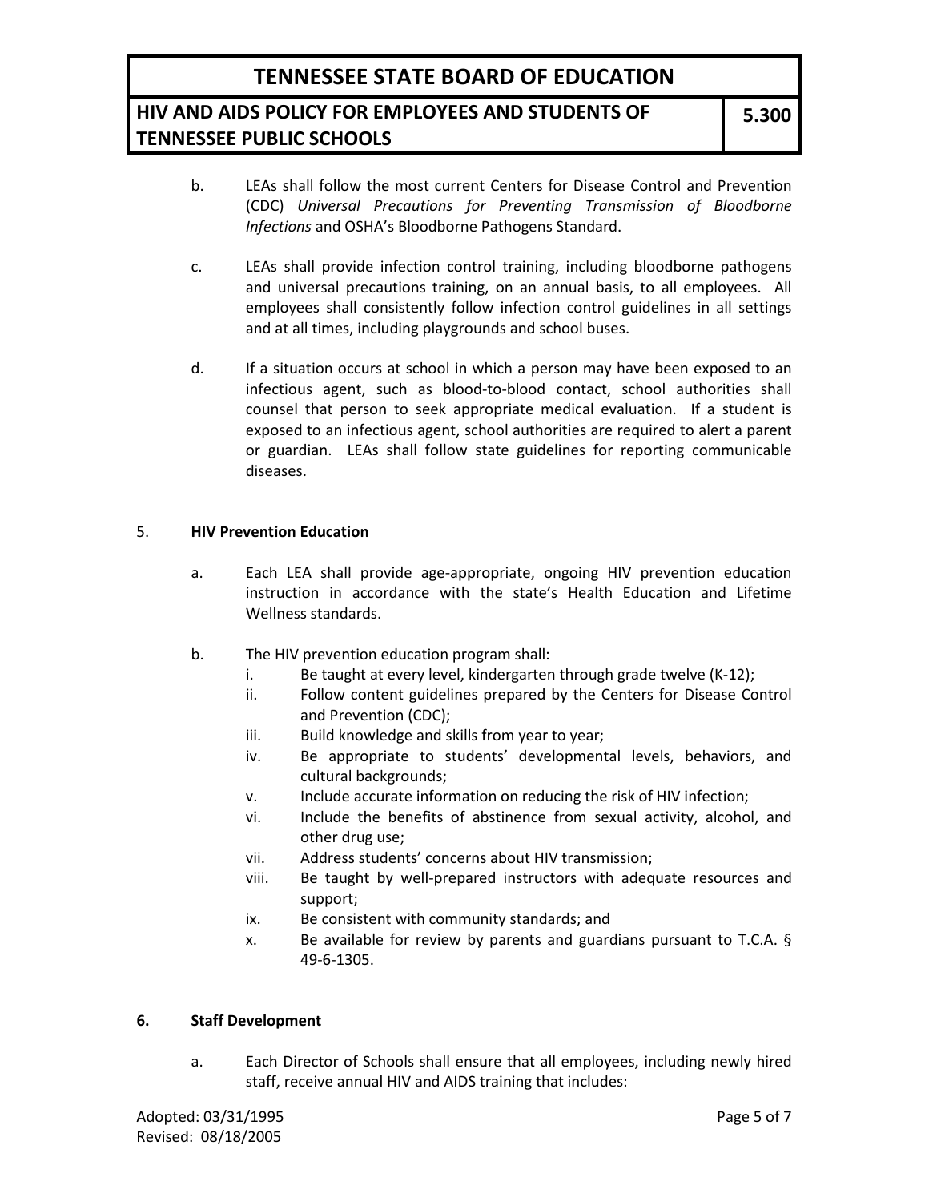b. LEAs shall follow the most current Centers for Disease Control and Prevention (CDC) *Universal Precautions for Preventing Transmission of Bloodborne Infections* and OSHA's Bloodborne Pathogens Standard.

c. LEAs shall provide infection control training, including bloodborne pathogens and universal precautions training, on an annual basis, to all employees. All employees shall consistently follow infection control guidelines in all settings and at all times, including playgrounds and school buses.

d. If a situation occurs at school in which a person may have been exposed to an infectious agent, such as blood-to-blood contact, school authorities shall counsel that person to seek appropriate medical evaluation. If a student is exposed to an infectious agent, school authorities are required to alert a parent or guardian. LEAs shall follow state guidelines for reporting communicable diseases.

5. **HIV Prevention Education**

a. Each LEA shall provide age-appropriate, ongoing HIV prevention education instruction in accordance with the state's Health Education and Lifetime Wellness standards.

b. The HIV prevention education program shall:

i. Be taught at every level, kindergarten through grade twelve (K-12);

ii. Follow content guidelines prepared by the Centers for Disease Control and Prevention (CDC);

iii. Build knowledge and skills from year to year;

iv. Be appropriate to students' developmental levels, behaviors, and cultural backgrounds;

v. Include accurate information on reducing the risk of HIV infection;

vi. Include the benefits of abstinence from sexual activity, alcohol, and other drug use;

vii. Address students' concerns about HIV transmission;

viii. Be taught by well-prepared instructors with adequate resources and support;

ix. Be consistent with community standards; and

x. Be available for review by parents and guardians pursuant to T.C.A. § 49-6-1305.

**6. Staff Development**

a. Each Director of Schools shall ensure that all employees, including newly hired staff, receive annual HIV and AIDS training that includes:

Adopted: 03/31/1995
Revised: 08/18/2005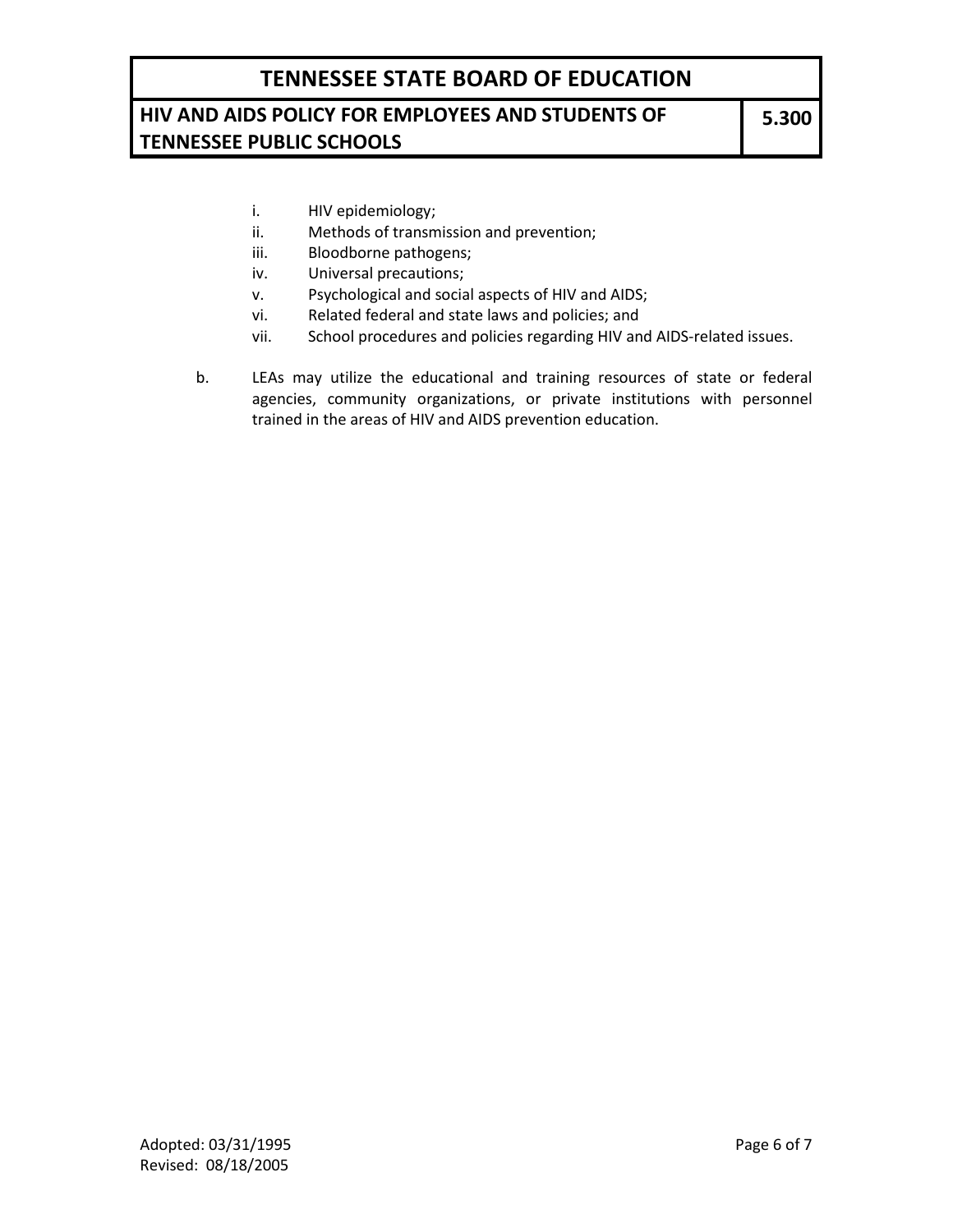i. HIV epidemiology;
ii. Methods of transmission and prevention;
iii. Bloodborne pathogens;
iv. Universal precautions;
v. Psychological and social aspects of HIV and AIDS;
vi. Related federal and state laws and policies; and
vii. School procedures and policies regarding HIV and AIDS-related issues.

b. LEAs may utilize the educational and training resources of state or federal agencies, community organizations, or private institutions with personnel trained in the areas of HIV and AIDS prevention education.

Adopted: 03/31/1995
Revised: 08/18/2005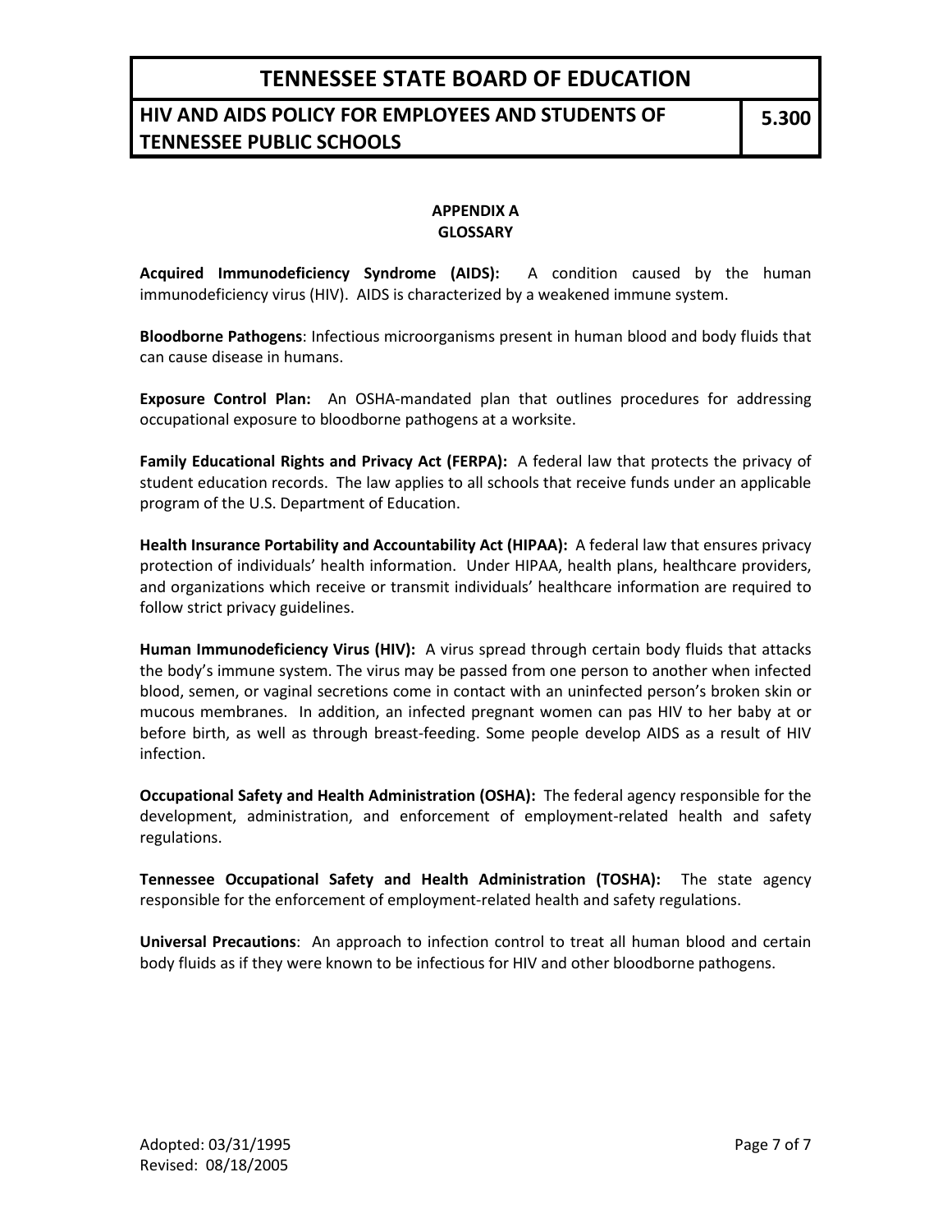## APPENDIX A
## GLOSSARY

**Acquired Immunodeficiency Syndrome (AIDS):** A condition caused by the human immunodeficiency virus (HIV). AIDS is characterized by a weakened immune system.

**Bloodborne Pathogens**: Infectious microorganisms present in human blood and body fluids that can cause disease in humans.

**Exposure Control Plan:** An OSHA-mandated plan that outlines procedures for addressing occupational exposure to bloodborne pathogens at a worksite.

**Family Educational Rights and Privacy Act (FERPA):** A federal law that protects the privacy of student education records. The law applies to all schools that receive funds under an applicable program of the U.S. Department of Education.

**Health Insurance Portability and Accountability Act (HIPAA):** A federal law that ensures privacy protection of individuals' health information. Under HIPAA, health plans, healthcare providers, and organizations which receive or transmit individuals' healthcare information are required to follow strict privacy guidelines.

**Human Immunodeficiency Virus (HIV):** A virus spread through certain body fluids that attacks the body's immune system. The virus may be passed from one person to another when infected blood, semen, or vaginal secretions come in contact with an uninfected person's broken skin or mucous membranes. In addition, an infected pregnant women can pas HIV to her baby at or before birth, as well as through breast-feeding. Some people develop AIDS as a result of HIV infection.

**Occupational Safety and Health Administration (OSHA):** The federal agency responsible for the development, administration, and enforcement of employment-related health and safety regulations.

**Tennessee Occupational Safety and Health Administration (TOSHA):** The state agency responsible for the enforcement of employment-related health and safety regulations.

**Universal Precautions**: An approach to infection control to treat all human blood and certain body fluids as if they were known to be infectious for HIV and other bloodborne pathogens.

Adopted: 03/31/1995
Revised: 08/18/2005